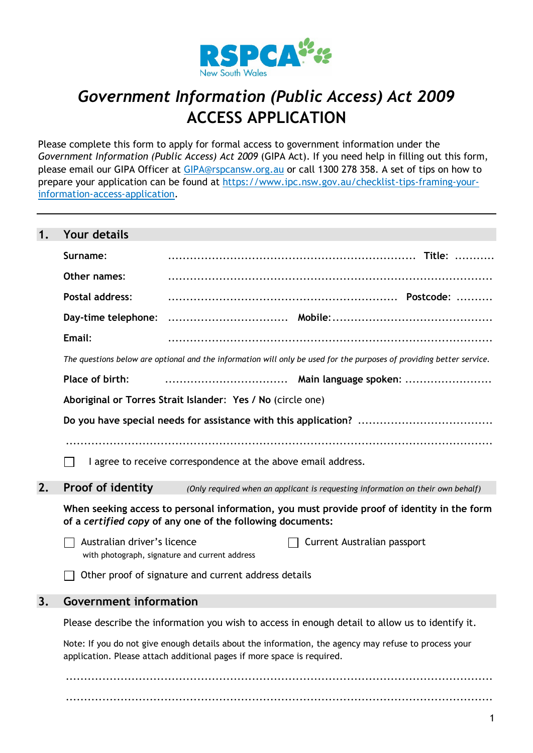RSPCA New South Wales

# *Government Information (Public Access) Act 2009* ACCESS APPLICATION

Please complete this form to apply for formal access to government information under the *Government Information (Public Access) Act 2009* (GIPA Act). If you need help in filling out this form, please email our GIPA Officer at GIPA@rspcansw.org.au or call 1300 278 358. A set of tips on how to prepare your application can be found at https://www.ipc.nsw.gov.au/checklist-tips-framing-your-information-access-application.

---

## 1. Your details

**Surname:** .................................................................... **Title:** ...........

**Other names:** ....................................................................................

**Postal address:** .............................................................. **Postcode:** ..........

**Day-time telephone:** ................................ **Mobile:**...........................................

**Email:** ....................................................................................

*The questions below are optional and the information will only be used for the purposes of providing better service.*

**Place of birth:** .................................. **Main language spoken:** ........................

**Aboriginal or Torres Strait Islander**: **Yes / No** (circle one)

**Do you have special needs for assistance with this application?** .....................................

.............................................................................................................

☐ I agree to receive correspondence at the above email address.

## 2. Proof of identity

*(Only required when an applicant is requesting information on their own behalf)*

**When seeking access to personal information, you must provide proof of identity in the form of a *certified copy* of any one of the following documents:**

☐ Australian driver's licence
with photograph, signature and current address

☐ Current Australian passport

☐ Other proof of signature and current address details

## 3. Government information

Please describe the information you wish to access in enough detail to allow us to identify it.

Note: If you do not give enough details about the information, the agency may refuse to process your application. Please attach additional pages if more space is required.

.............................................................................................................

.............................................................................................................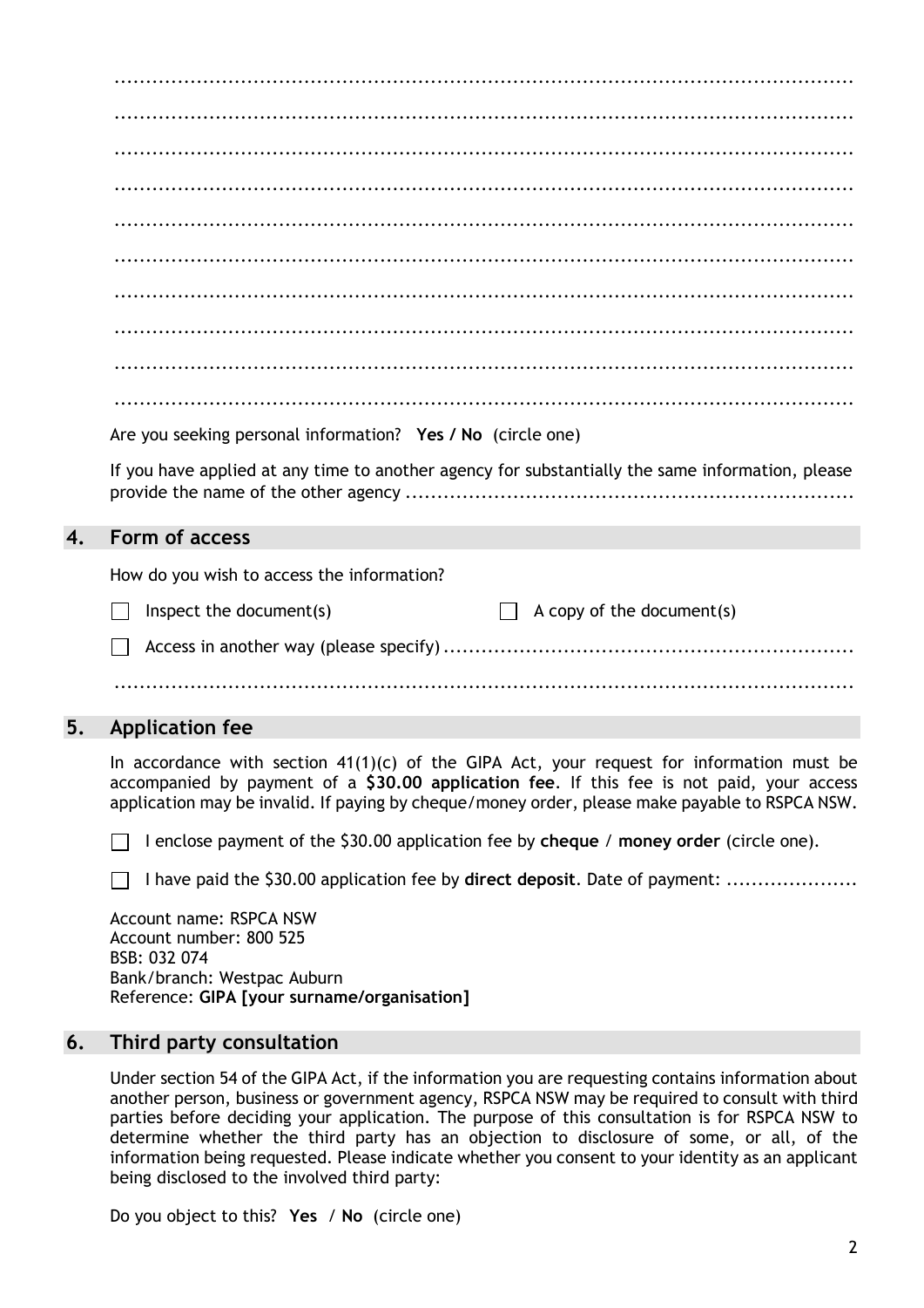.........................................................................................................

.........................................................................................................

.........................................................................................................

.........................................................................................................

.........................................................................................................

.........................................................................................................

.........................................................................................................

.........................................................................................................

.........................................................................................................

.........................................................................................................

Are you seeking personal information? **Yes / No** (circle one)

If you have applied at any time to another agency for substantially the same information, please provide the name of the other agency .......................................................................

## 4. Form of access

How do you wish to access the information?

☐ Inspect the document(s) ☐ A copy of the document(s)

☐ Access in another way (please specify) .................................................................

.........................................................................................................

## 5. Application fee

In accordance with section 41(1)(c) of the GIPA Act, your request for information must be accompanied by payment of a **$30.00 application fee**. If this fee is not paid, your access application may be invalid. If paying by cheque/money order, please make payable to RSPCA NSW.

☐ I enclose payment of the $30.00 application fee by **cheque** / **money order** (circle one).

☐ I have paid the $30.00 application fee by **direct deposit**. Date of payment: ....................

Account name: RSPCA NSW
Account number: 800 525
BSB: 032 074
Bank/branch: Westpac Auburn
Reference: **GIPA [your surname/organisation]**

## 6. Third party consultation

Under section 54 of the GIPA Act, if the information you are requesting contains information about another person, business or government agency, RSPCA NSW may be required to consult with third parties before deciding your application. The purpose of this consultation is for RSPCA NSW to determine whether the third party has an objection to disclosure of some, or all, of the information being requested. Please indicate whether you consent to your identity as an applicant being disclosed to the involved third party:

Do you object to this? **Yes** / **No** (circle one)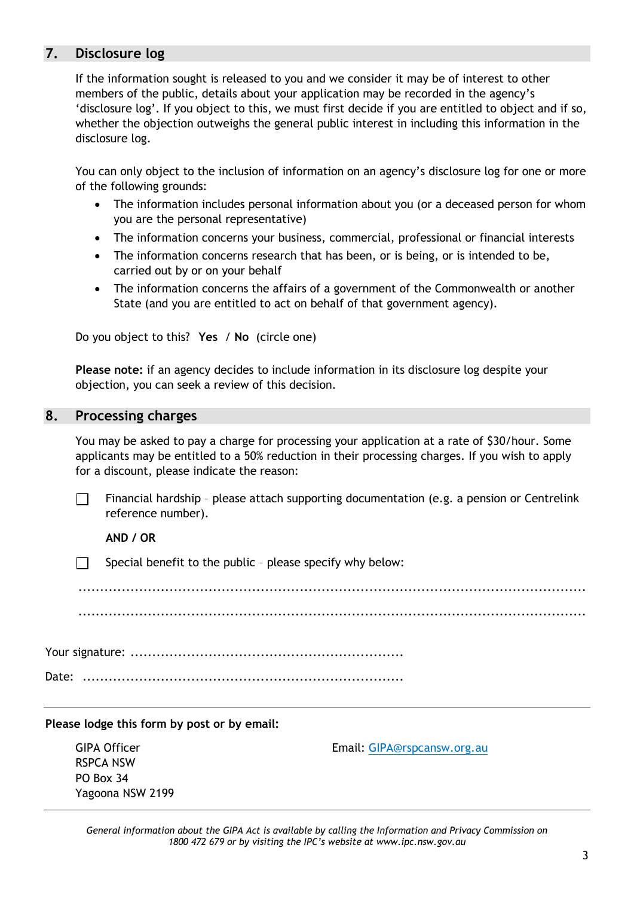## 7. Disclosure log

If the information sought is released to you and we consider it may be of interest to other members of the public, details about your application may be recorded in the agency's 'disclosure log'. If you object to this, we must first decide if you are entitled to object and if so, whether the objection outweighs the general public interest in including this information in the disclosure log.

You can only object to the inclusion of information on an agency's disclosure log for one or more of the following grounds:

- The information includes personal information about you (or a deceased person for whom you are the personal representative)
- The information concerns your business, commercial, professional or financial interests
- The information concerns research that has been, or is being, or is intended to be, carried out by or on your behalf
- The information concerns the affairs of a government of the Commonwealth or another State (and you are entitled to act on behalf of that government agency).

Do you object to this? **Yes** / **No** (circle one)

**Please note:** if an agency decides to include information in its disclosure log despite your objection, you can seek a review of this decision.

## 8. Processing charges

You may be asked to pay a charge for processing your application at a rate of $30/hour. Some applicants may be entitled to a 50% reduction in their processing charges. If you wish to apply for a discount, please indicate the reason:

☐ Financial hardship – please attach supporting documentation (e.g. a pension or Centrelink reference number).

**AND / OR**

☐ Special benefit to the public – please specify why below:

..........................................................................................................................

..........................................................................................................................

Your signature: ..............................................................

Date: ..........................................................................

**Please lodge this form by post or by email:**

GIPA Officer
RSPCA NSW
PO Box 34
Yagoona NSW 2199

Email: GIPA@rspcansw.org.au

*General information about the GIPA Act is available by calling the Information and Privacy Commission on 1800 472 679 or by visiting the IPC's website at www.ipc.nsw.gov.au*